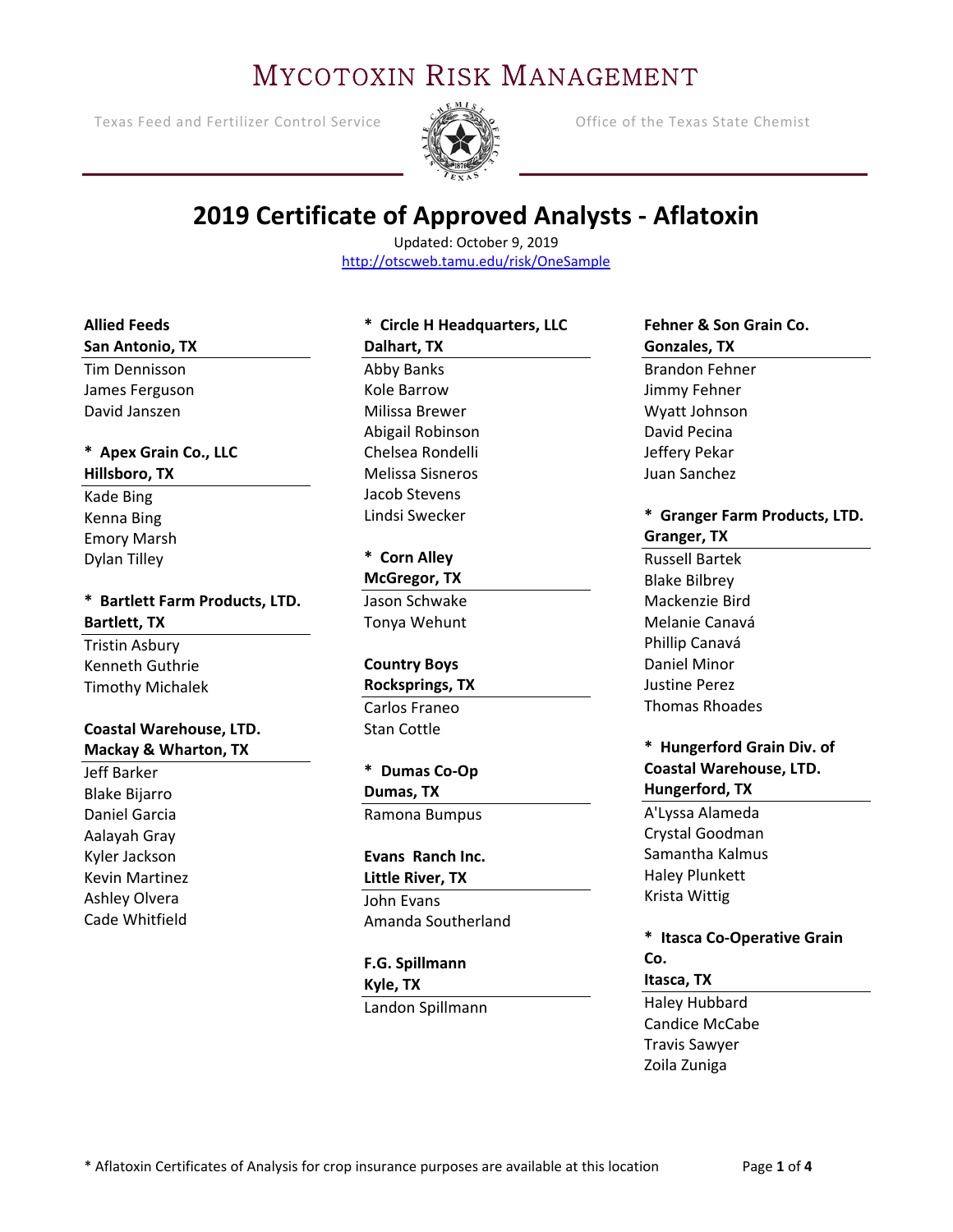# MYCOTOXIN RISK MANAGEMENT

Texas Feed and Fertilizer Control Service

Office of the Texas State Chemist

## 2019 Certificate of Approved Analysts - Aflatoxin

Updated: October 9, 2019

http://otscweb.tamu.edu/risk/OneSample

**Allied Feeds**
**San Antonio, TX**

Tim Dennisson
James Ferguson
David Janszen

**\* Apex Grain Co., LLC**
**Hillsboro, TX**

Kade Bing
Kenna Bing
Emory Marsh
Dylan Tilley

**\* Bartlett Farm Products, LTD.**
**Bartlett, TX**

Tristin Asbury
Kenneth Guthrie
Timothy Michalek

**Coastal Warehouse, LTD.**
**Mackay & Wharton, TX**

Jeff Barker
Blake Bijarro
Daniel Garcia
Aalayah Gray
Kyler Jackson
Kevin Martinez
Ashley Olvera
Cade Whitfield

**\* Circle H Headquarters, LLC**
**Dalhart, TX**

Abby Banks
Kole Barrow
Milissa Brewer
Abigail Robinson
Chelsea Rondelli
Melissa Sisneros
Jacob Stevens
Lindsi Swecker

**\* Corn Alley**
**McGregor, TX**

Jason Schwake
Tonya Wehunt

**Country Boys**
**Rocksprings, TX**

Carlos Franeo
Stan Cottle

**\* Dumas Co-Op**
**Dumas, TX**

Ramona Bumpus

**Evans Ranch Inc.**
**Little River, TX**

John Evans
Amanda Southerland

**F.G. Spillmann**
**Kyle, TX**

Landon Spillmann

**Fehner & Son Grain Co.**
**Gonzales, TX**

Brandon Fehner
Jimmy Fehner
Wyatt Johnson
David Pecina
Jeffery Pekar
Juan Sanchez

**\* Granger Farm Products, LTD.**
**Granger, TX**

Russell Bartek
Blake Bilbrey
Mackenzie Bird
Melanie Canavá
Phillip Canavá
Daniel Minor
Justine Perez
Thomas Rhoades

**\* Hungerford Grain Div. of Coastal Warehouse, LTD.**
**Hungerford, TX**

A'Lyssa Alameda
Crystal Goodman
Samantha Kalmus
Haley Plunkett
Krista Wittig

**\* Itasca Co-Operative Grain Co.**
**Itasca, TX**

Haley Hubbard
Candice McCabe
Travis Sawyer
Zoila Zuniga

\* Aflatoxin Certificates of Analysis for crop insurance purposes are available at this location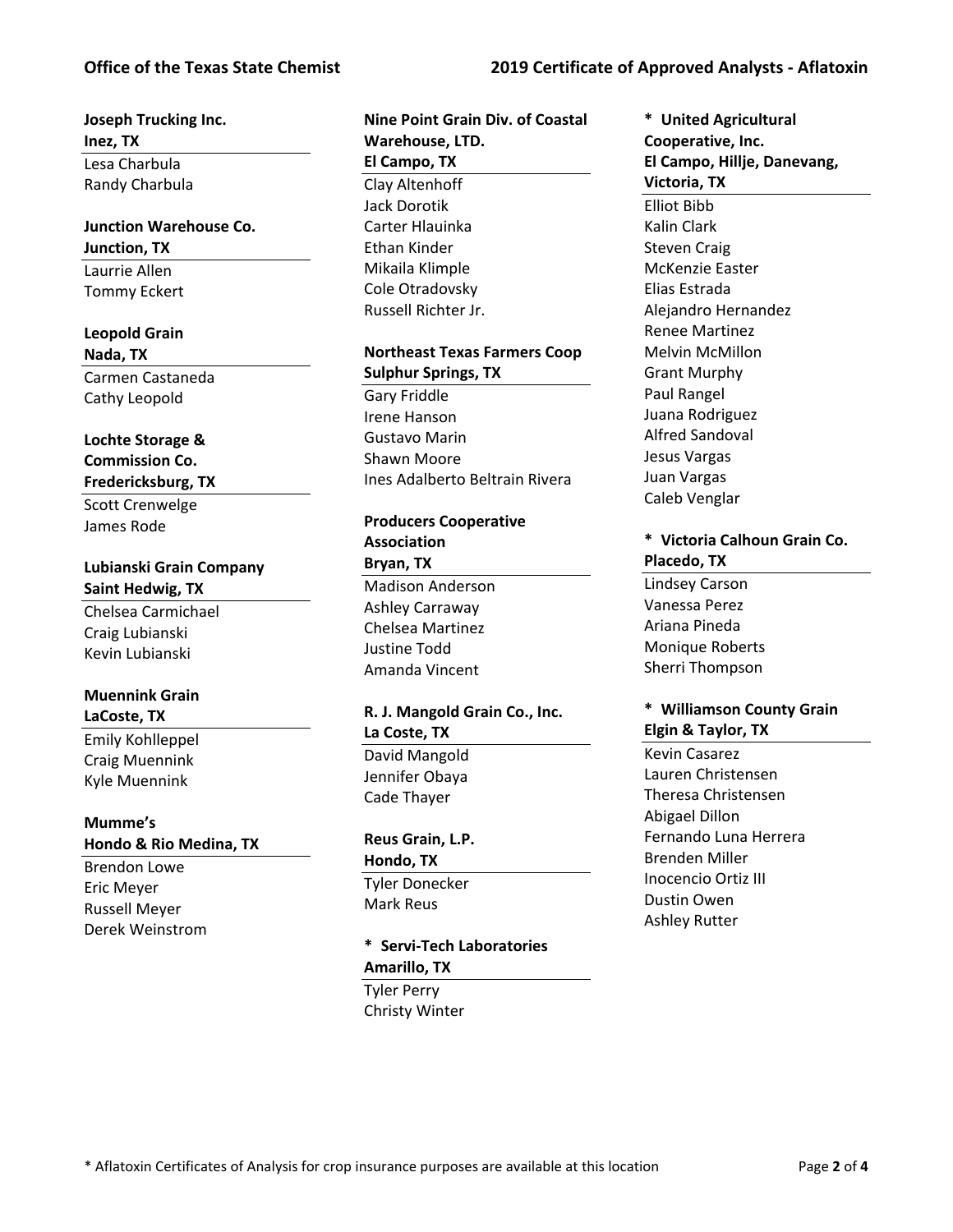**Joseph Trucking Inc.**
**Inez, TX**

Lesa Charbula
Randy Charbula

**Junction Warehouse Co.**
**Junction, TX**

Laurrie Allen
Tommy Eckert

**Leopold Grain**
**Nada, TX**

Carmen Castaneda
Cathy Leopold

**Lochte Storage & Commission Co.**
**Fredericksburg, TX**

Scott Crenwelge
James Rode

**Lubianski Grain Company**
**Saint Hedwig, TX**

Chelsea Carmichael
Craig Lubianski
Kevin Lubianski

**Muennink Grain**
**LaCoste, TX**

Emily Kohlleppel
Craig Muennink
Kyle Muennink

**Mumme's**
**Hondo & Rio Medina, TX**

Brendon Lowe
Eric Meyer
Russell Meyer
Derek Weinstrom

**Nine Point Grain Div. of Coastal Warehouse, LTD.**
**El Campo, TX**

Clay Altenhoff
Jack Dorotik
Carter Hlauinka
Ethan Kinder
Mikaila Klimple
Cole Otradovsky
Russell Richter Jr.

**Northeast Texas Farmers Coop**
**Sulphur Springs, TX**

Gary Friddle
Irene Hanson
Gustavo Marin
Shawn Moore
Ines Adalberto Beltrain Rivera

**Producers Cooperative Association**
**Bryan, TX**

Madison Anderson
Ashley Carraway
Chelsea Martinez
Justine Todd
Amanda Vincent

**R. J. Mangold Grain Co., Inc.**
**La Coste, TX**

David Mangold
Jennifer Obaya
Cade Thayer

**Reus Grain, L.P.**
**Hondo, TX**

Tyler Donecker
Mark Reus

**\* Servi-Tech Laboratories**
**Amarillo, TX**

Tyler Perry
Christy Winter

**\* United Agricultural Cooperative, Inc.**
**El Campo, Hillje, Danevang, Victoria, TX**

Elliot Bibb
Kalin Clark
Steven Craig
McKenzie Easter
Elias Estrada
Alejandro Hernandez
Renee Martinez
Melvin McMillon
Grant Murphy
Paul Rangel
Juana Rodriguez
Alfred Sandoval
Jesus Vargas
Juan Vargas
Caleb Venglar

**\* Victoria Calhoun Grain Co.**
**Placedo, TX**

Lindsey Carson
Vanessa Perez
Ariana Pineda
Monique Roberts
Sherri Thompson

**\* Williamson County Grain**
**Elgin & Taylor, TX**

Kevin Casarez
Lauren Christensen
Theresa Christensen
Abigael Dillon
Fernando Luna Herrera
Brenden Miller
Inocencio Ortiz III
Dustin Owen
Ashley Rutter

\* Aflatoxin Certificates of Analysis for crop insurance purposes are available at this location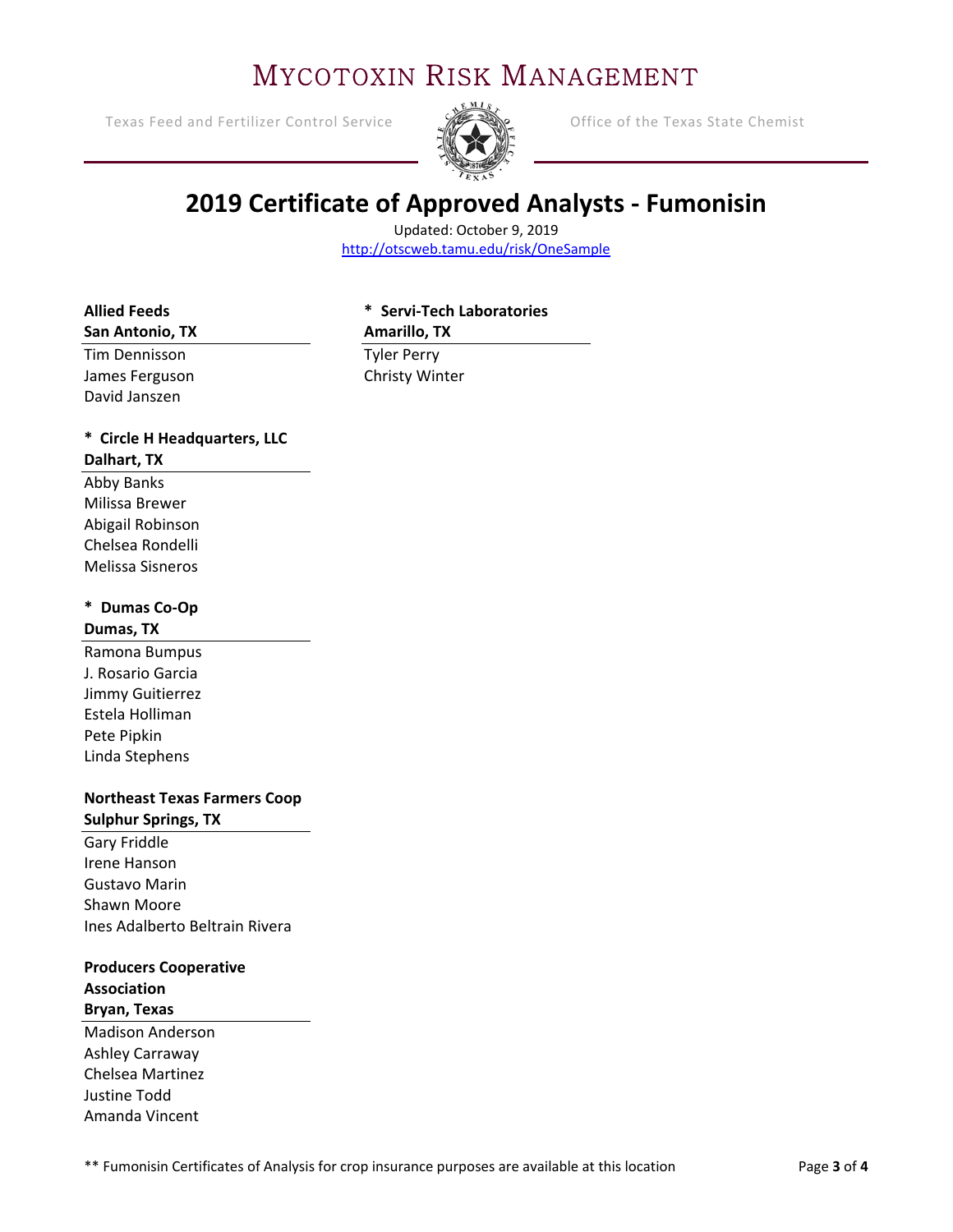# Mycotoxin Risk Management

Texas Feed and Fertilizer Control Service — Office of the Texas State Chemist

## 2019 Certificate of Approved Analysts - Fumonisin

Updated: October 9, 2019
http://otscweb.tamu.edu/risk/OneSample

**Allied Feeds**
**San Antonio, TX**

Tim Dennisson
James Ferguson
David Janszen

**\* Circle H Headquarters, LLC**
**Dalhart, TX**

Abby Banks
Milissa Brewer
Abigail Robinson
Chelsea Rondelli
Melissa Sisneros

**\* Dumas Co-Op**
**Dumas, TX**

Ramona Bumpus
J. Rosario Garcia
Jimmy Guitierrez
Estela Holliman
Pete Pipkin
Linda Stephens

**Northeast Texas Farmers Coop**
**Sulphur Springs, TX**

Gary Friddle
Irene Hanson
Gustavo Marin
Shawn Moore
Ines Adalberto Beltrain Rivera

**Producers Cooperative Association**
**Bryan, Texas**

Madison Anderson
Ashley Carraway
Chelsea Martinez
Justine Todd
Amanda Vincent

**\* Servi-Tech Laboratories**
**Amarillo, TX**

Tyler Perry
Christy Winter

** Fumonisin Certificates of Analysis for crop insurance purposes are available at this location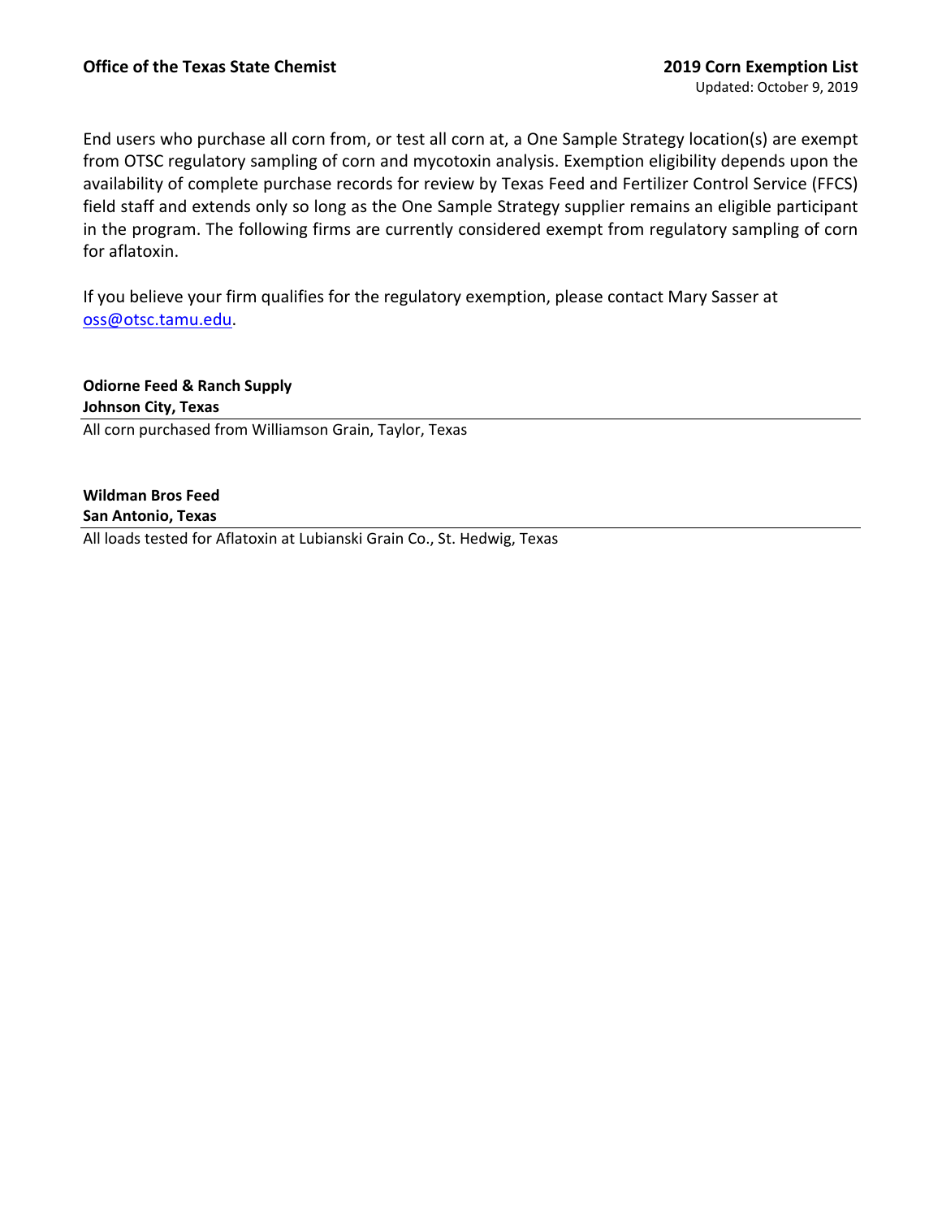**Office of the Texas State Chemist** **2019 Corn Exemption List**

Updated: October 9, 2019

End users who purchase all corn from, or test all corn at, a One Sample Strategy location(s) are exempt from OTSC regulatory sampling of corn and mycotoxin analysis. Exemption eligibility depends upon the availability of complete purchase records for review by Texas Feed and Fertilizer Control Service (FFCS) field staff and extends only so long as the One Sample Strategy supplier remains an eligible participant in the program. The following firms are currently considered exempt from regulatory sampling of corn for aflatoxin.

If you believe your firm qualifies for the regulatory exemption, please contact Mary Sasser at oss@otsc.tamu.edu.

**Odiorne Feed & Ranch Supply**
**Johnson City, Texas**

All corn purchased from Williamson Grain, Taylor, Texas

**Wildman Bros Feed**
**San Antonio, Texas**

All loads tested for Aflatoxin at Lubianski Grain Co., St. Hedwig, Texas